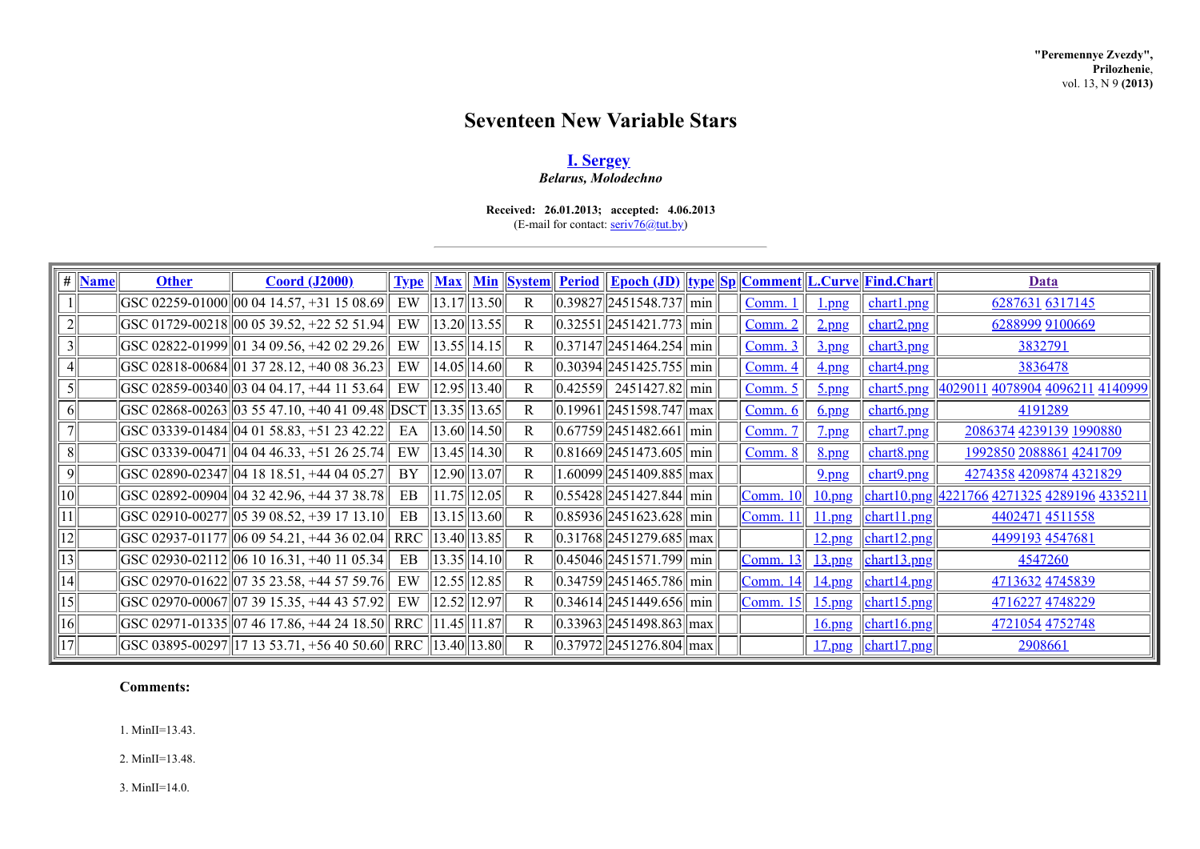**"Peremennye Zvezdy", Prilozhenie**, vol. 13, N 9 **(2013)**

# Seventeen New Variable Stars

## I. Sergey

***Belarus, Molodechno***

**Received: 26.01.2013; accepted: 4.06.2013**
(E-mail for contact: seriv76@tut.by)

| # | Name | Other | Coord (J2000) | Type | Max | Min | System | Period | Epoch (JD) | type | Sp | Comment | L.Curve | Find.Chart | Data |
|---|---|---|---|---|---|---|---|---|---|---|---|---|---|---|---|
| 1 | | GSC 02259-01000 | 00 04 14.57, +31 15 08.69 | EW | 13.17 | 13.50 | R | 0.39827 | 2451548.737 | min | | Comm. 1 | 1.png | chart1.png | 6287631 6317145 |
| 2 | | GSC 01729-00218 | 00 05 39.52, +22 52 51.94 | EW | 13.20 | 13.55 | R | 0.32551 | 2451421.773 | min | | Comm. 2 | 2.png | chart2.png | 6288999 9100669 |
| 3 | | GSC 02822-01999 | 01 34 09.56, +42 02 29.26 | EW | 13.55 | 14.15 | R | 0.37147 | 2451464.254 | min | | Comm. 3 | 3.png | chart3.png | 3832791 |
| 4 | | GSC 02818-00684 | 01 37 28.12, +40 08 36.23 | EW | 14.05 | 14.60 | R | 0.30394 | 2451425.755 | min | | Comm. 4 | 4.png | chart4.png | 3836478 |
| 5 | | GSC 02859-00340 | 03 04 04.17, +44 11 53.64 | EW | 12.95 | 13.40 | R | 0.42559 | 2451427.82 | min | | Comm. 5 | 5.png | chart5.png | 4029011 4078904 4096211 4140999 |
| 6 | | GSC 02868-00263 | 03 55 47.10, +40 41 09.48 | DSCT | 13.35 | 13.65 | R | 0.19961 | 2451598.747 | max | | Comm. 6 | 6.png | chart6.png | 4191289 |
| 7 | | GSC 03339-01484 | 04 01 58.83, +51 23 42.22 | EA | 13.60 | 14.50 | R | 0.67759 | 2451482.661 | min | | Comm. 7 | 7.png | chart7.png | 2086374 4239139 1990880 |
| 8 | | GSC 03339-00471 | 04 04 46.33, +51 26 25.74 | EW | 13.45 | 14.30 | R | 0.81669 | 2451473.605 | min | | Comm. 8 | 8.png | chart8.png | 1992850 2088861 4241709 |
| 9 | | GSC 02890-02347 | 04 18 18.51, +44 04 05.27 | BY | 12.90 | 13.07 | R | 1.60099 | 2451409.885 | max | | | 9.png | chart9.png | 4274358 4209874 4321829 |
| 10 | | GSC 02892-00904 | 04 32 42.96, +44 37 38.78 | EB | 11.75 | 12.05 | R | 0.55428 | 2451427.844 | min | | Comm. 10 | 10.png | chart10.png | 4221766 4271325 4289196 4335211 |
| 11 | | GSC 02910-00277 | 05 39 08.52, +39 17 13.10 | EB | 13.15 | 13.60 | R | 0.85936 | 2451623.628 | min | | Comm. 11 | 11.png | chart11.png | 4402471 4511558 |
| 12 | | GSC 02937-01177 | 06 09 54.21, +44 36 02.04 | RRC | 13.40 | 13.85 | R | 0.31768 | 2451279.685 | max | | | 12.png | chart12.png | 4499193 4547681 |
| 13 | | GSC 02930-02112 | 06 10 16.31, +40 11 05.34 | EB | 13.35 | 14.10 | R | 0.45046 | 2451571.799 | min | | Comm. 13 | 13.png | chart13.png | 4547260 |
| 14 | | GSC 02970-01622 | 07 35 23.58, +44 57 59.76 | EW | 12.55 | 12.85 | R | 0.34759 | 2451465.786 | min | | Comm. 14 | 14.png | chart14.png | 4713632 4745839 |
| 15 | | GSC 02970-00067 | 07 39 15.35, +44 43 57.92 | EW | 12.52 | 12.97 | R | 0.34614 | 2451449.656 | min | | Comm. 15 | 15.png | chart15.png | 4716227 4748229 |
| 16 | | GSC 02971-01335 | 07 46 17.86, +44 24 18.50 | RRC | 11.45 | 11.87 | R | 0.33963 | 2451498.863 | max | | | 16.png | chart16.png | 4721054 4752748 |
| 17 | | GSC 03895-00297 | 17 13 53.71, +56 40 50.60 | RRC | 13.40 | 13.80 | R | 0.37972 | 2451276.804 | max | | | 17.png | chart17.png | 2908661 |

**Comments:**

1. MinII=13.43.

2. MinII=13.48.

3. MinII=14.0.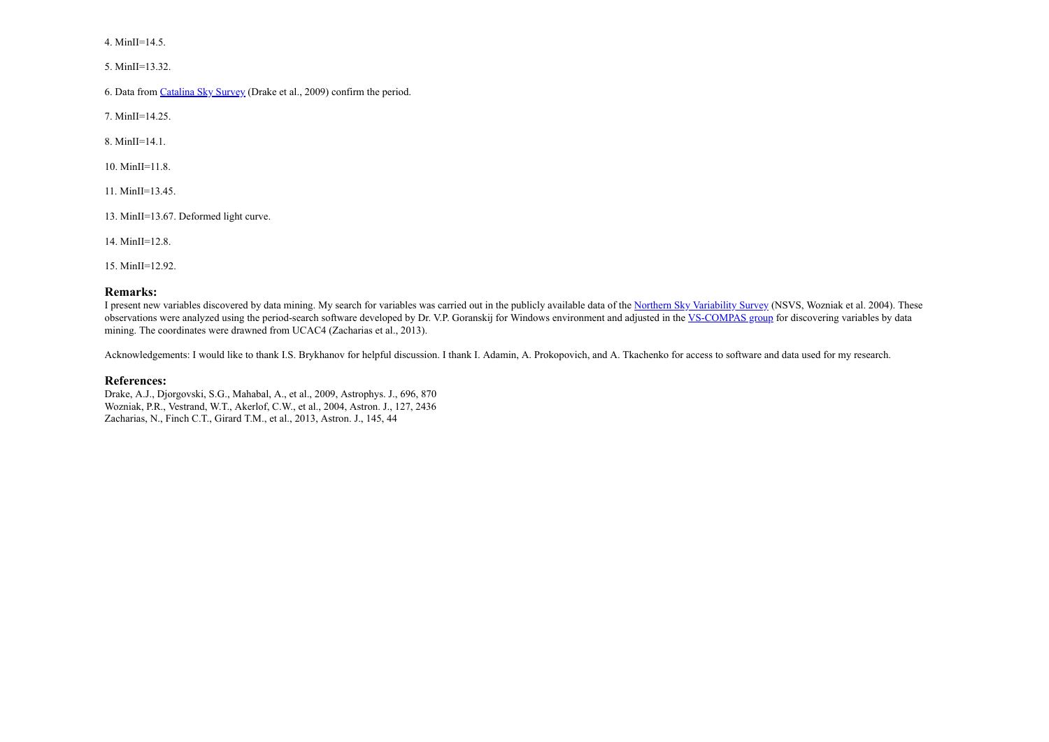4. MinII=14.5.

5. MinII=13.32.

6. Data from Catalina Sky Survey (Drake et al., 2009) confirm the period.

7. MinII=14.25.

8. MinII=14.1.

10. MinII=11.8.

11. MinII=13.45.

13. MinII=13.67. Deformed light curve.

14. MinII=12.8.

15. MinII=12.92.

## Remarks:

I present new variables discovered by data mining. My search for variables was carried out in the publicly available data of the Northern Sky Variability Survey (NSVS, Wozniak et al. 2004). These observations were analyzed using the period-search software developed by Dr. V.P. Goranskij for Windows environment and adjusted in the VS-COMPAS group for discovering variables by data mining. The coordinates were drawned from UCAC4 (Zacharias et al., 2013).

Acknowledgements: I would like to thank I.S. Brykhanov for helpful discussion. I thank I. Adamin, A. Prokopovich, and A. Tkachenko for access to software and data used for my research.

## References:

Drake, A.J., Djorgovski, S.G., Mahabal, A., et al., 2009, Astrophys. J., 696, 870
Wozniak, P.R., Vestrand, W.T., Akerlof, C.W., et al., 2004, Astron. J., 127, 2436
Zacharias, N., Finch C.T., Girard T.M., et al., 2013, Astron. J., 145, 44